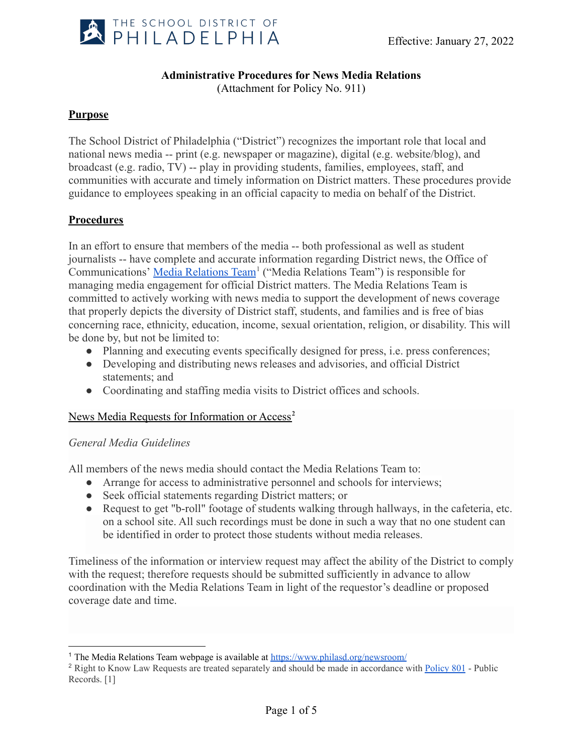THE SCHOOL DISTRICT OF PHILADELPHIA

Effective: January 27, 2022

# Administrative Procedures for News Media Relations

(Attachment for Policy No. 911)

## Purpose

The School District of Philadelphia ("District") recognizes the important role that local and national news media -- print (e.g. newspaper or magazine), digital (e.g. website/blog), and broadcast (e.g. radio, TV) -- play in providing students, families, employees, staff, and communities with accurate and timely information on District matters. These procedures provide guidance to employees speaking in an official capacity to media on behalf of the District.

## Procedures

In an effort to ensure that members of the media -- both professional as well as student journalists -- have complete and accurate information regarding District news, the Office of Communications' Media Relations Team[1] ("Media Relations Team") is responsible for managing media engagement for official District matters. The Media Relations Team is committed to actively working with news media to support the development of news coverage that properly depicts the diversity of District staff, students, and families and is free of bias concerning race, ethnicity, education, income, sexual orientation, religion, or disability. This will be done by, but not be limited to:

- Planning and executing events specifically designed for press, i.e. press conferences;
- Developing and distributing news releases and advisories, and official District statements; and
- Coordinating and staffing media visits to District offices and schools.

### News Media Requests for Information or Access[2]

*General Media Guidelines*

All members of the news media should contact the Media Relations Team to:

- Arrange for access to administrative personnel and schools for interviews;
- Seek official statements regarding District matters; or
- Request to get "b-roll" footage of students walking through hallways, in the cafeteria, etc. on a school site. All such recordings must be done in such a way that no one student can be identified in order to protect those students without media releases.

Timeliness of the information or interview request may affect the ability of the District to comply with the request; therefore requests should be submitted sufficiently in advance to allow coordination with the Media Relations Team in light of the requestor's deadline or proposed coverage date and time.

---

[1] The Media Relations Team webpage is available at https://www.philasd.org/newsroom/

[2] Right to Know Law Requests are treated separately and should be made in accordance with Policy 801 - Public Records. [1]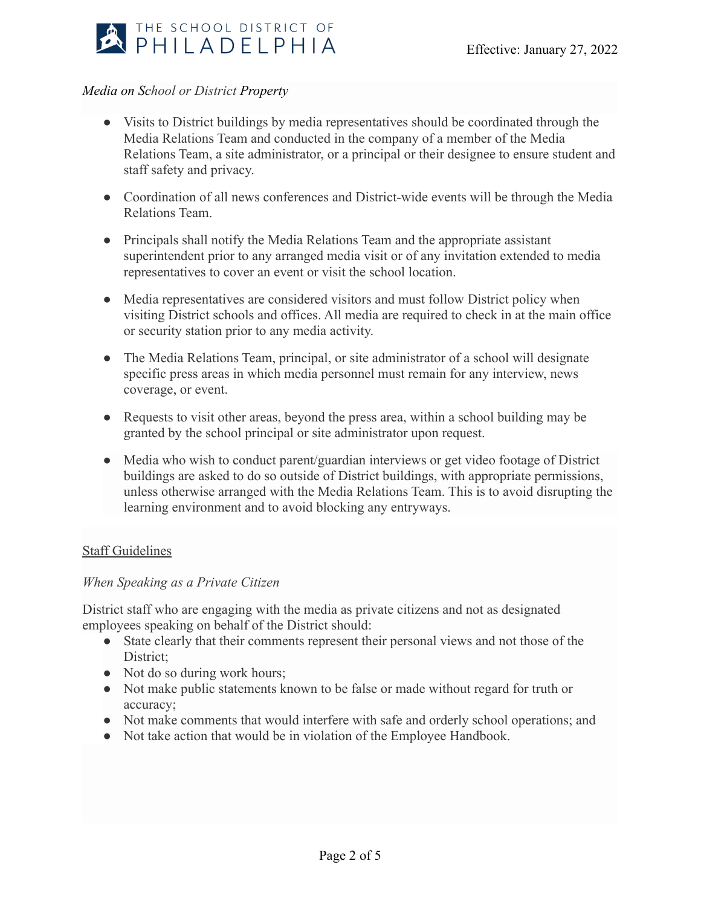*Media on School or District Property*

- Visits to District buildings by media representatives should be coordinated through the Media Relations Team and conducted in the company of a member of the Media Relations Team, a site administrator, or a principal or their designee to ensure student and staff safety and privacy.
- Coordination of all news conferences and District-wide events will be through the Media Relations Team.
- Principals shall notify the Media Relations Team and the appropriate assistant superintendent prior to any arranged media visit or of any invitation extended to media representatives to cover an event or visit the school location.
- Media representatives are considered visitors and must follow District policy when visiting District schools and offices. All media are required to check in at the main office or security station prior to any media activity.
- The Media Relations Team, principal, or site administrator of a school will designate specific press areas in which media personnel must remain for any interview, news coverage, or event.
- Requests to visit other areas, beyond the press area, within a school building may be granted by the school principal or site administrator upon request.
- Media who wish to conduct parent/guardian interviews or get video footage of District buildings are asked to do so outside of District buildings, with appropriate permissions, unless otherwise arranged with the Media Relations Team. This is to avoid disrupting the learning environment and to avoid blocking any entryways.

## Staff Guidelines

*When Speaking as a Private Citizen*

District staff who are engaging with the media as private citizens and not as designated employees speaking on behalf of the District should:

- State clearly that their comments represent their personal views and not those of the District;
- Not do so during work hours;
- Not make public statements known to be false or made without regard for truth or accuracy;
- Not make comments that would interfere with safe and orderly school operations; and
- Not take action that would be in violation of the Employee Handbook.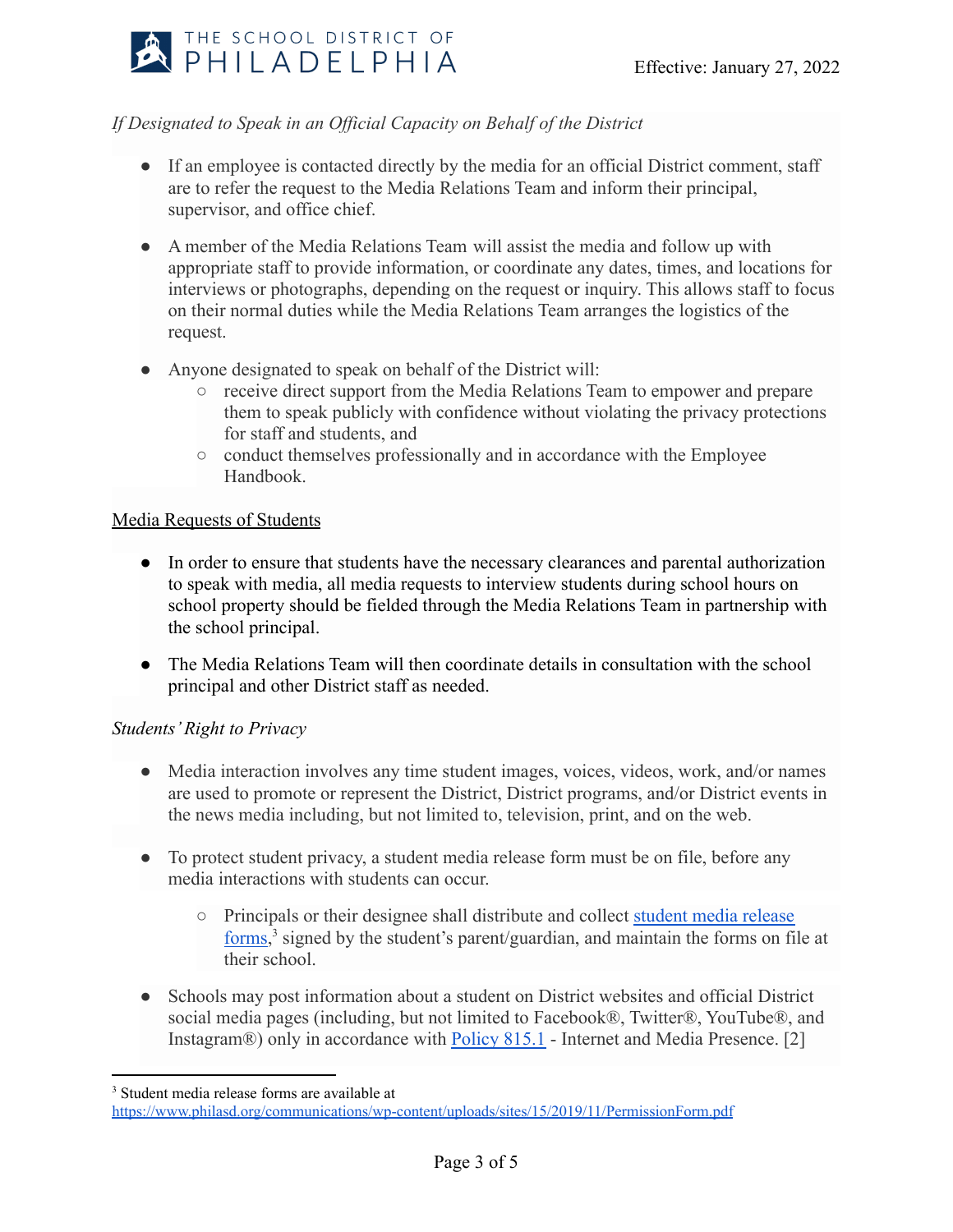*If Designated to Speak in an Official Capacity on Behalf of the District*

- If an employee is contacted directly by the media for an official District comment, staff are to refer the request to the Media Relations Team and inform their principal, supervisor, and office chief.
- A member of the Media Relations Team will assist the media and follow up with appropriate staff to provide information, or coordinate any dates, times, and locations for interviews or photographs, depending on the request or inquiry. This allows staff to focus on their normal duties while the Media Relations Team arranges the logistics of the request.
- Anyone designated to speak on behalf of the District will:
  - receive direct support from the Media Relations Team to empower and prepare them to speak publicly with confidence without violating the privacy protections for staff and students, and
  - conduct themselves professionally and in accordance with the Employee Handbook.

<u>Media Requests of Students</u>

- In order to ensure that students have the necessary clearances and parental authorization to speak with media, all media requests to interview students during school hours on school property should be fielded through the Media Relations Team in partnership with the school principal.
- The Media Relations Team will then coordinate details in consultation with the school principal and other District staff as needed.

*Students' Right to Privacy*

- Media interaction involves any time student images, voices, videos, work, and/or names are used to promote or represent the District, District programs, and/or District events in the news media including, but not limited to, television, print, and on the web.
- To protect student privacy, a student media release form must be on file, before any media interactions with students can occur.
  - Principals or their designee shall distribute and collect student media release forms,[3] signed by the student's parent/guardian, and maintain the forms on file at their school.
- Schools may post information about a student on District websites and official District social media pages (including, but not limited to Facebook®, Twitter®, YouTube®, and Instagram®) only in accordance with Policy 815.1 - Internet and Media Presence. [2]

---

[3] Student media release forms are available at https://www.philasd.org/communications/wp-content/uploads/sites/15/2019/11/PermissionForm.pdf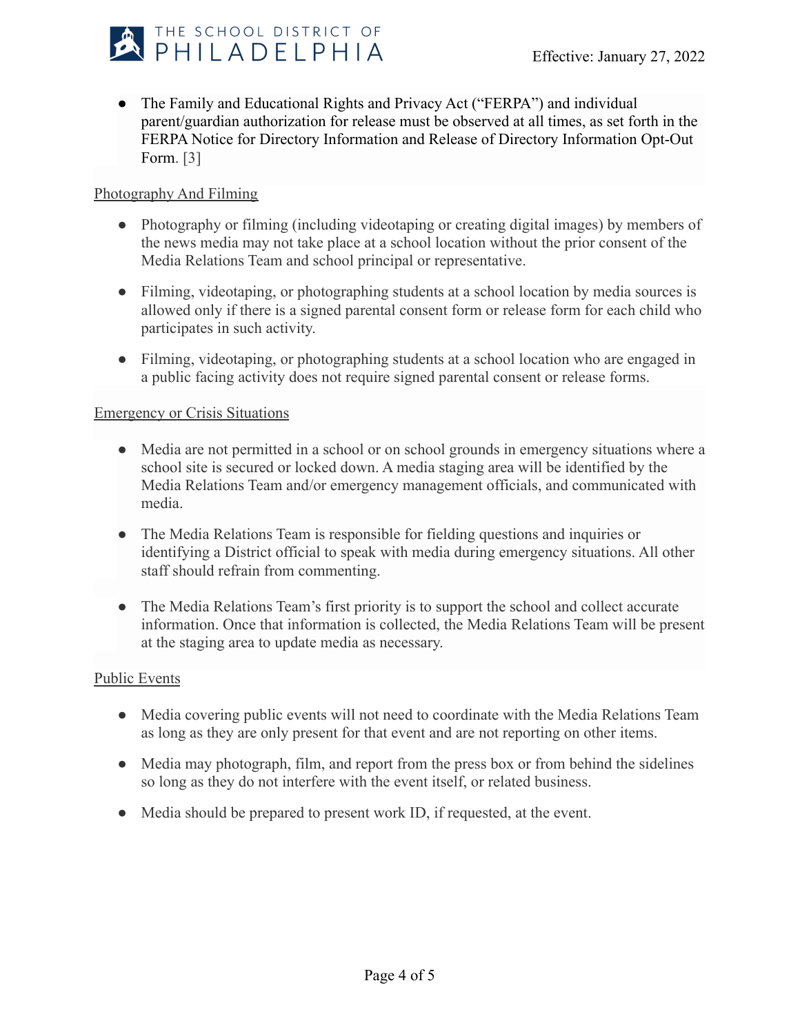- The Family and Educational Rights and Privacy Act ("FERPA") and individual parent/guardian authorization for release must be observed at all times, as set forth in the FERPA Notice for Directory Information and Release of Directory Information Opt-Out Form. [3]

Photography And Filming

- Photography or filming (including videotaping or creating digital images) by members of the news media may not take place at a school location without the prior consent of the Media Relations Team and school principal or representative.
- Filming, videotaping, or photographing students at a school location by media sources is allowed only if there is a signed parental consent form or release form for each child who participates in such activity.
- Filming, videotaping, or photographing students at a school location who are engaged in a public facing activity does not require signed parental consent or release forms.

Emergency or Crisis Situations

- Media are not permitted in a school or on school grounds in emergency situations where a school site is secured or locked down. A media staging area will be identified by the Media Relations Team and/or emergency management officials, and communicated with media.
- The Media Relations Team is responsible for fielding questions and inquiries or identifying a District official to speak with media during emergency situations. All other staff should refrain from commenting.
- The Media Relations Team's first priority is to support the school and collect accurate information. Once that information is collected, the Media Relations Team will be present at the staging area to update media as necessary.

Public Events

- Media covering public events will not need to coordinate with the Media Relations Team as long as they are only present for that event and are not reporting on other items.
- Media may photograph, film, and report from the press box or from behind the sidelines so long as they do not interfere with the event itself, or related business.
- Media should be prepared to present work ID, if requested, at the event.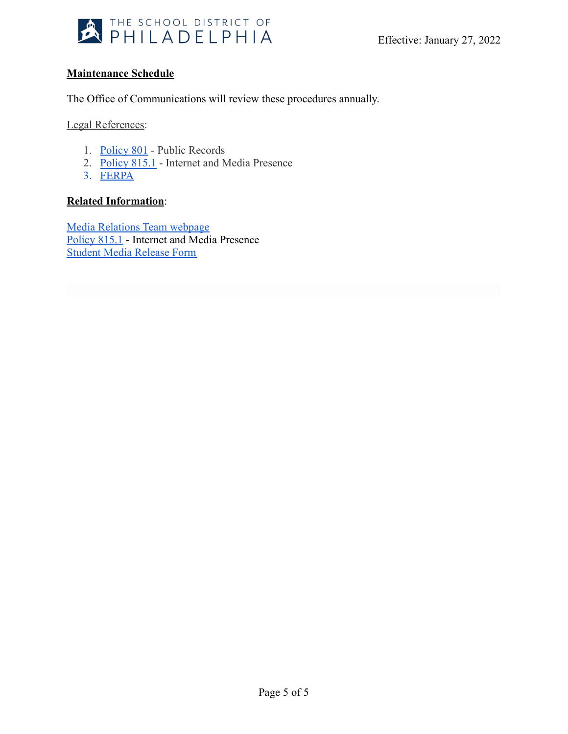**Maintenance Schedule**

The Office of Communications will review these procedures annually.

Legal References:

1. Policy 801 - Public Records
2. Policy 815.1 - Internet and Media Presence
3. FERPA

**Related Information**:

Media Relations Team webpage
Policy 815.1 - Internet and Media Presence
Student Media Release Form